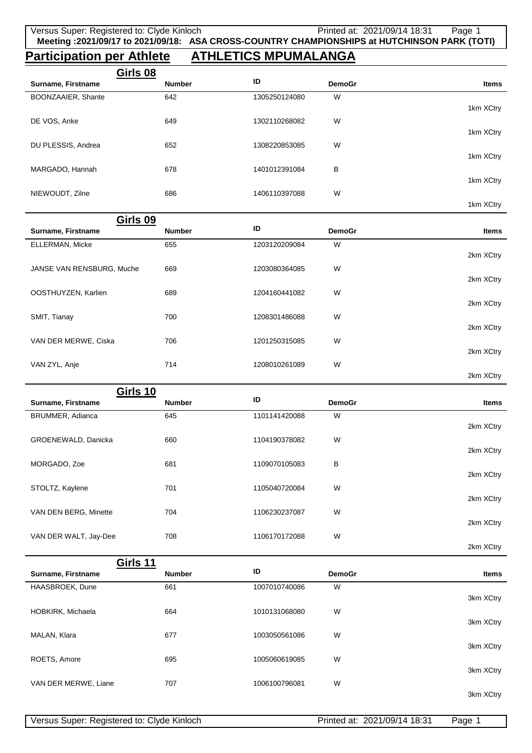**Meeting :2021/09/17 to 2021/09/18: ASA CROSS-COUNTRY CHAMPIONSHIPS at HUTCHINSON PARK (TOTI)**

# Participation per Athlete ATHLETICS MPUMALANGA

## Girls 08

| Surname, Firstname | Number | ID | DemoGr | Items |
|---|---|---|---|---|
| BOONZAAIER, Shante | 642 | 1305250124080 | W | 1km XCtry |
| DE VOS, Anke | 649 | 1302110268082 | W | 1km XCtry |
| DU PLESSIS, Andrea | 652 | 1308220853085 | W | 1km XCtry |
| MARGADO, Hannah | 678 | 1401012391084 | B | 1km XCtry |
| NIEWOUDT, Zilne | 686 | 1406110397088 | W | 1km XCtry |

## Girls 09

| Surname, Firstname | Number | ID | DemoGr | Items |
|---|---|---|---|---|
| ELLERMAN, Micke | 655 | 1203120209084 | W | 2km XCtry |
| JANSE VAN RENSBURG, Muche | 669 | 1203080364085 | W | 2km XCtry |
| OOSTHUYZEN, Karlien | 689 | 1204160441082 | W | 2km XCtry |
| SMIT, Tianay | 700 | 1208301486088 | W | 2km XCtry |
| VAN DER MERWE, Ciska | 706 | 1201250315085 | W | 2km XCtry |
| VAN ZYL, Anje | 714 | 1208010261089 | W | 2km XCtry |

## Girls 10

| Surname, Firstname | Number | ID | DemoGr | Items |
|---|---|---|---|---|
| BRUMMER, Adianca | 645 | 1101141420088 | W | 2km XCtry |
| GROENEWALD, Danicka | 660 | 1104190378082 | W | 2km XCtry |
| MORGADO, Zoe | 681 | 1109070105083 | B | 2km XCtry |
| STOLTZ, Kaylene | 701 | 1105040720084 | W | 2km XCtry |
| VAN DEN BERG, Minette | 704 | 1106230237087 | W | 2km XCtry |
| VAN DER WALT, Jay-Dee | 708 | 1106170172088 | W | 2km XCtry |

## Girls 11

| Surname, Firstname | Number | ID | DemoGr | Items |
|---|---|---|---|---|
| HAASBROEK, Dune | 661 | 1007010740086 | W | 3km XCtry |
| HOBKIRK, Michaela | 664 | 1010131068080 | W | 3km XCtry |
| MALAN, Klara | 677 | 1003050561086 | W | 3km XCtry |
| ROETS, Amore | 695 | 1005060619085 | W | 3km XCtry |
| VAN DER MERWE, Liane | 707 | 1006100796081 | W | 3km XCtry |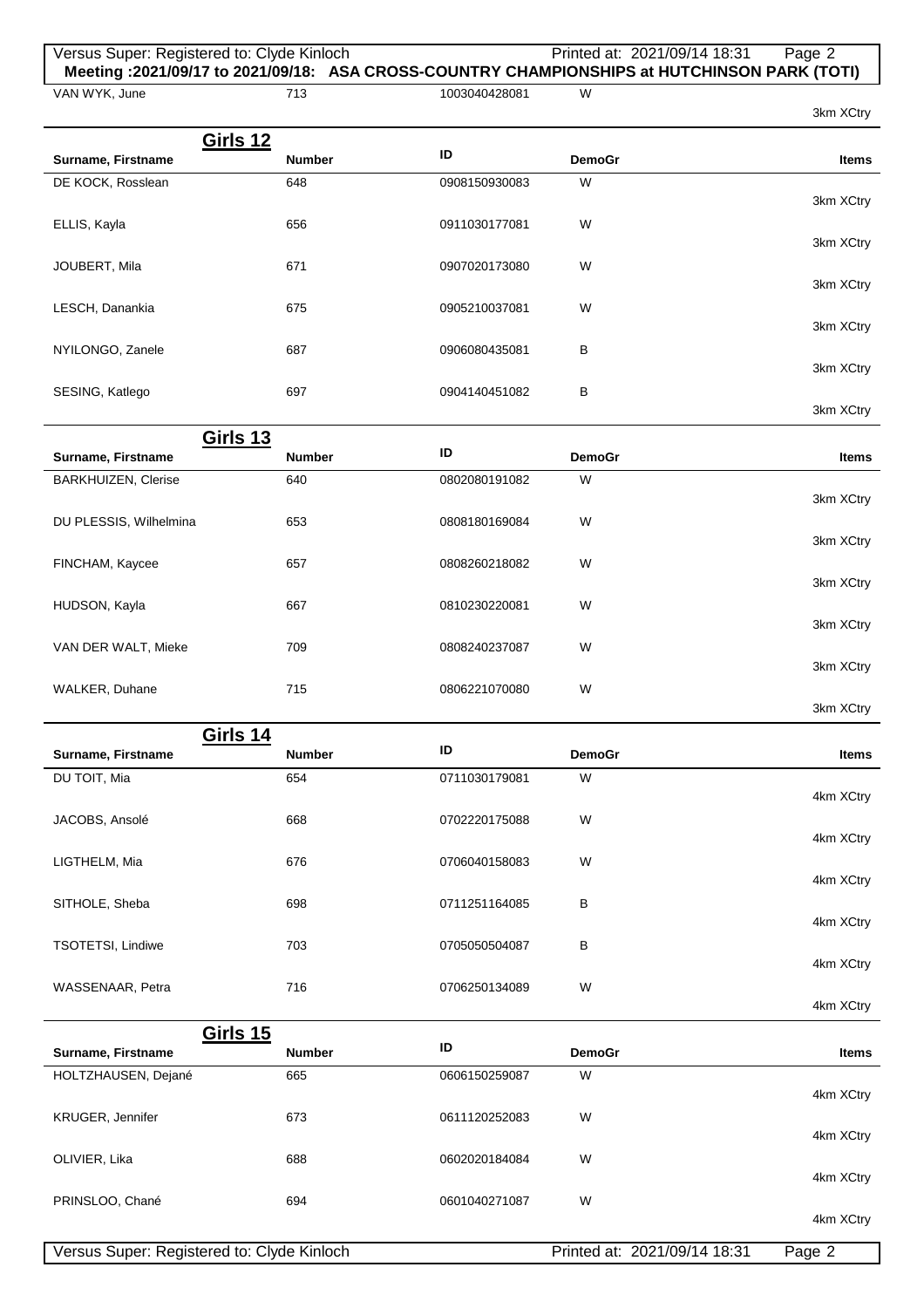Meeting :2021/09/17 to 2021/09/18: ASA CROSS-COUNTRY CHAMPIONSHIPS at HUTCHINSON PARK (TOTI)

| Surname, Firstname | Number | ID | DemoGr | Items |
|---|---|---|---|---|
| VAN WYK, June | 713 | 1003040428081 | W | 3km XCtry |

## Girls 12

| Surname, Firstname | Number | ID | DemoGr | Items |
|---|---|---|---|---|
| DE KOCK, Rosslean | 648 | 0908150930083 | W | 3km XCtry |
| ELLIS, Kayla | 656 | 0911030177081 | W | 3km XCtry |
| JOUBERT, Mila | 671 | 0907020173080 | W | 3km XCtry |
| LESCH, Danankia | 675 | 0905210037081 | W | 3km XCtry |
| NYILONGO, Zanele | 687 | 0906080435081 | B | 3km XCtry |
| SESING, Katlego | 697 | 0904140451082 | B | 3km XCtry |

## Girls 13

| Surname, Firstname | Number | ID | DemoGr | Items |
|---|---|---|---|---|
| BARKHUIZEN, Clerise | 640 | 0802080191082 | W | 3km XCtry |
| DU PLESSIS, Wilhelmina | 653 | 0808180169084 | W | 3km XCtry |
| FINCHAM, Kaycee | 657 | 0808260218082 | W | 3km XCtry |
| HUDSON, Kayla | 667 | 0810230220081 | W | 3km XCtry |
| VAN DER WALT, Mieke | 709 | 0808240237087 | W | 3km XCtry |
| WALKER, Duhane | 715 | 0806221070080 | W | 3km XCtry |

## Girls 14

| Surname, Firstname | Number | ID | DemoGr | Items |
|---|---|---|---|---|
| DU TOIT, Mia | 654 | 0711030179081 | W | 4km XCtry |
| JACOBS, Ansolé | 668 | 0702220175088 | W | 4km XCtry |
| LIGTHELM, Mia | 676 | 0706040158083 | W | 4km XCtry |
| SITHOLE, Sheba | 698 | 0711251164085 | B | 4km XCtry |
| TSOTETSI, Lindiwe | 703 | 0705050504087 | B | 4km XCtry |
| WASSENAAR, Petra | 716 | 0706250134089 | W | 4km XCtry |

## Girls 15

| Surname, Firstname | Number | ID | DemoGr | Items |
|---|---|---|---|---|
| HOLTZHAUSEN, Dejané | 665 | 0606150259087 | W | 4km XCtry |
| KRUGER, Jennifer | 673 | 0611120252083 | W | 4km XCtry |
| OLIVIER, Lika | 688 | 0602020184084 | W | 4km XCtry |
| PRINSLOO, Chané | 694 | 0601040271087 | W | 4km XCtry |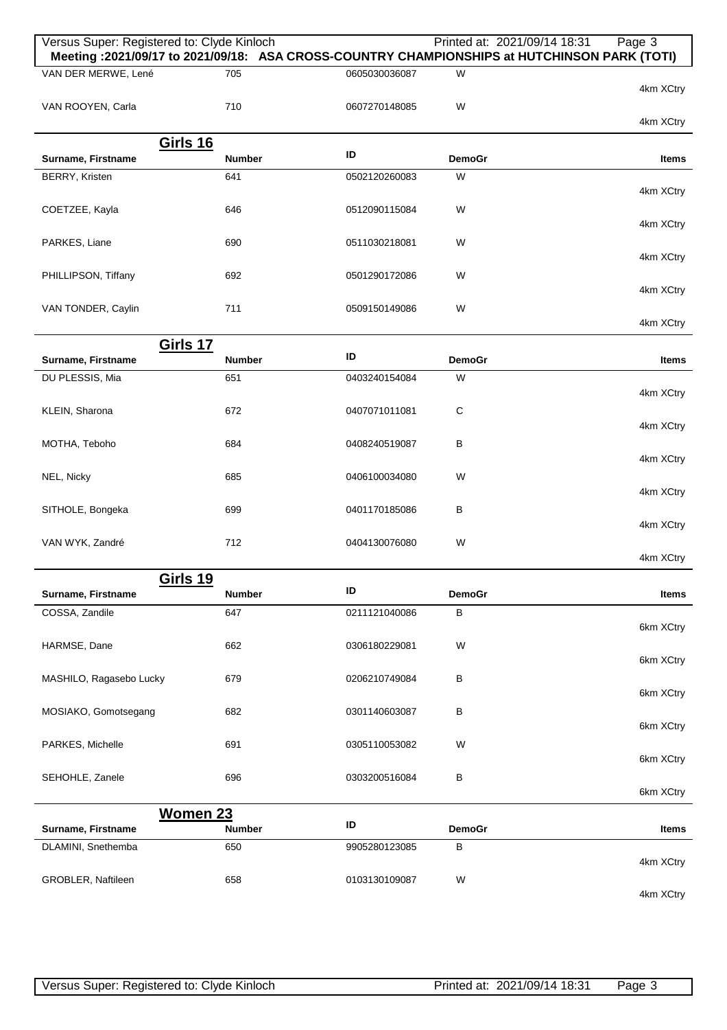Meeting :2021/09/17 to 2021/09/18: ASA CROSS-COUNTRY CHAMPIONSHIPS at HUTCHINSON PARK (TOTI)

| Surname, Firstname | Number | ID | DemoGr | Items |
|---|---|---|---|---|
| VAN DER MERWE, Lené | 705 | 0605030036087 | W | 4km XCtry |
| VAN ROOYEN, Carla | 710 | 0607270148085 | W | 4km XCtry |

## Girls 16

| Surname, Firstname | Number | ID | DemoGr | Items |
|---|---|---|---|---|
| BERRY, Kristen | 641 | 0502120260083 | W | 4km XCtry |
| COETZEE, Kayla | 646 | 0512090115084 | W | 4km XCtry |
| PARKES, Liane | 690 | 0511030218081 | W | 4km XCtry |
| PHILLIPSON, Tiffany | 692 | 0501290172086 | W | 4km XCtry |
| VAN TONDER, Caylin | 711 | 0509150149086 | W | 4km XCtry |

## Girls 17

| Surname, Firstname | Number | ID | DemoGr | Items |
|---|---|---|---|---|
| DU PLESSIS, Mia | 651 | 0403240154084 | W | 4km XCtry |
| KLEIN, Sharona | 672 | 0407071011081 | C | 4km XCtry |
| MOTHA, Teboho | 684 | 0408240519087 | B | 4km XCtry |
| NEL, Nicky | 685 | 0406100034080 | W | 4km XCtry |
| SITHOLE, Bongeka | 699 | 0401170185086 | B | 4km XCtry |
| VAN WYK, Zandré | 712 | 0404130076080 | W | 4km XCtry |

## Girls 19

| Surname, Firstname | Number | ID | DemoGr | Items |
|---|---|---|---|---|
| COSSA, Zandile | 647 | 0211121040086 | B | 6km XCtry |
| HARMSE, Dane | 662 | 0306180229081 | W | 6km XCtry |
| MASHILO, Ragasebo Lucky | 679 | 0206210749084 | B | 6km XCtry |
| MOSIAKO, Gomotsegang | 682 | 0301140603087 | B | 6km XCtry |
| PARKES, Michelle | 691 | 0305110053082 | W | 6km XCtry |
| SEHOHLE, Zanele | 696 | 0303200516084 | B | 6km XCtry |

## Women 23

| Surname, Firstname | Number | ID | DemoGr | Items |
|---|---|---|---|---|
| DLAMINI, Snethemba | 650 | 9905280123085 | B | 4km XCtry |
| GROBLER, Naftileen | 658 | 0103130109087 | W | 4km XCtry |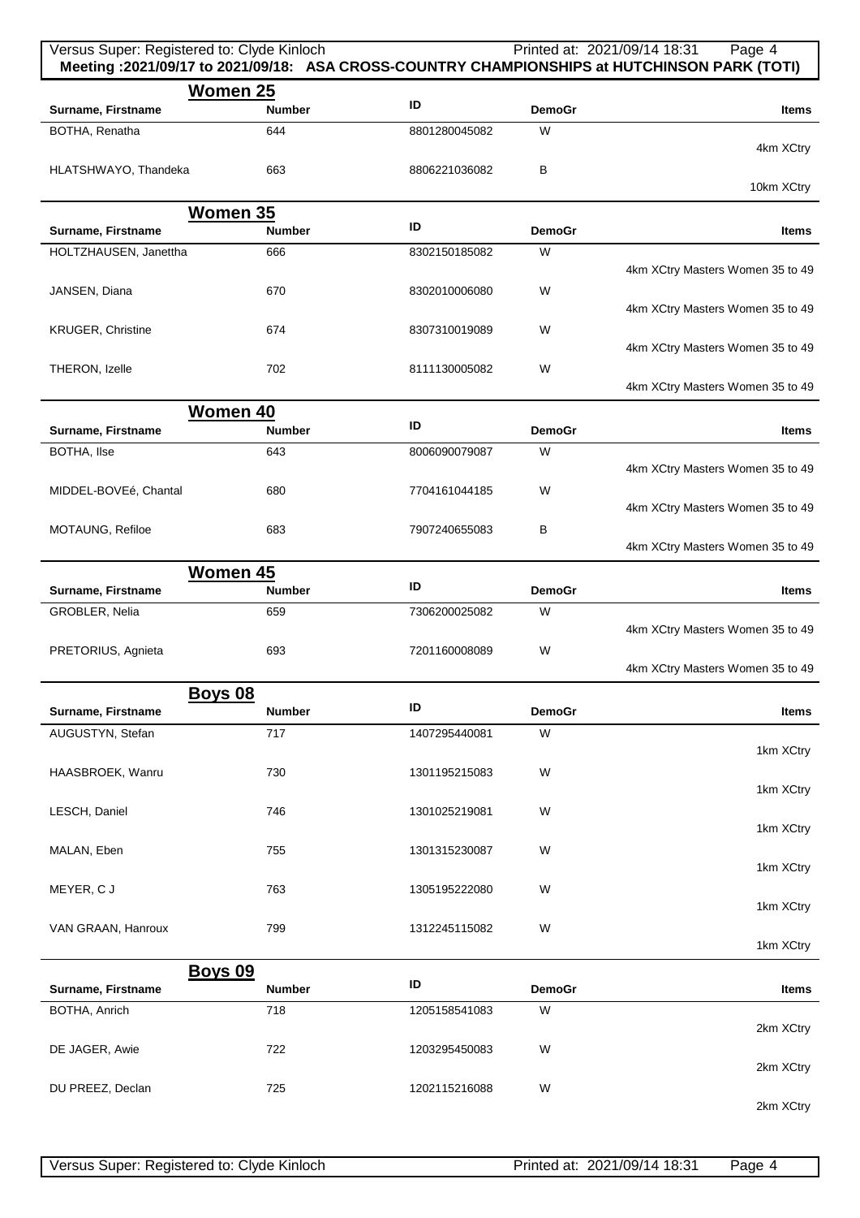**Meeting :2021/09/17 to 2021/09/18: ASA CROSS-COUNTRY CHAMPIONSHIPS at HUTCHINSON PARK (TOTI)**

## Women 25

| Surname, Firstname | Number | ID | DemoGr | Items |
|---|---|---|---|---|
| BOTHA, Renatha | 644 | 8801280045082 | W | 4km XCtry |
| HLATSHWAYO, Thandeka | 663 | 8806221036082 | B | 10km XCtry |

## Women 35

| Surname, Firstname | Number | ID | DemoGr | Items |
|---|---|---|---|---|
| HOLTZHAUSEN, Janettha | 666 | 8302150185082 | W | 4km XCtry Masters Women 35 to 49 |
| JANSEN, Diana | 670 | 8302010006080 | W | 4km XCtry Masters Women 35 to 49 |
| KRUGER, Christine | 674 | 8307310019089 | W | 4km XCtry Masters Women 35 to 49 |
| THERON, Izelle | 702 | 8111130005082 | W | 4km XCtry Masters Women 35 to 49 |

## Women 40

| Surname, Firstname | Number | ID | DemoGr | Items |
|---|---|---|---|---|
| BOTHA, Ilse | 643 | 8006090079087 | W | 4km XCtry Masters Women 35 to 49 |
| MIDDEL-BOVEé, Chantal | 680 | 7704161044185 | W | 4km XCtry Masters Women 35 to 49 |
| MOTAUNG, Refiloe | 683 | 7907240655083 | B | 4km XCtry Masters Women 35 to 49 |

## Women 45

| Surname, Firstname | Number | ID | DemoGr | Items |
|---|---|---|---|---|
| GROBLER, Nelia | 659 | 7306200025082 | W | 4km XCtry Masters Women 35 to 49 |
| PRETORIUS, Agnieta | 693 | 7201160008089 | W | 4km XCtry Masters Women 35 to 49 |

## Boys 08

| Surname, Firstname | Number | ID | DemoGr | Items |
|---|---|---|---|---|
| AUGUSTYN, Stefan | 717 | 1407295440081 | W | 1km XCtry |
| HAASBROEK, Wanru | 730 | 1301195215083 | W | 1km XCtry |
| LESCH, Daniel | 746 | 1301025219081 | W | 1km XCtry |
| MALAN, Eben | 755 | 1301315230087 | W | 1km XCtry |
| MEYER, C J | 763 | 1305195222080 | W | 1km XCtry |
| VAN GRAAN, Hanroux | 799 | 1312245115082 | W | 1km XCtry |

## Boys 09

| Surname, Firstname | Number | ID | DemoGr | Items |
|---|---|---|---|---|
| BOTHA, Anrich | 718 | 1205158541083 | W | 2km XCtry |
| DE JAGER, Awie | 722 | 1203295450083 | W | 2km XCtry |
| DU PREEZ, Declan | 725 | 1202115216088 | W | 2km XCtry |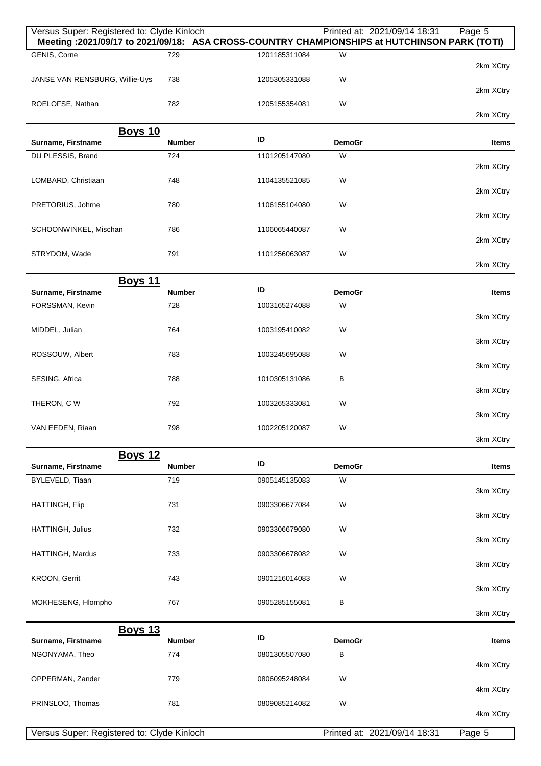Meeting :2021/09/17 to 2021/09/18: ASA CROSS-COUNTRY CHAMPIONSHIPS at HUTCHINSON PARK (TOTI)

| Surname, Firstname | Number | ID | DemoGr | Items |
|---|---|---|---|---|
| GENIS, Corne | 729 | 1201185311084 | W | 2km XCtry |
| JANSE VAN RENSBURG, Willie-Uys | 738 | 1205305331088 | W | 2km XCtry |
| ROELOFSE, Nathan | 782 | 1205155354081 | W | 2km XCtry |

## Boys 10

| Surname, Firstname | Number | ID | DemoGr | Items |
|---|---|---|---|---|
| DU PLESSIS, Brand | 724 | 1101205147080 | W | 2km XCtry |
| LOMBARD, Christiaan | 748 | 1104135521085 | W | 2km XCtry |
| PRETORIUS, Johrne | 780 | 1106155104080 | W | 2km XCtry |
| SCHOONWINKEL, Mischan | 786 | 1106065440087 | W | 2km XCtry |
| STRYDOM, Wade | 791 | 1101256063087 | W | 2km XCtry |

## Boys 11

| Surname, Firstname | Number | ID | DemoGr | Items |
|---|---|---|---|---|
| FORSSMAN, Kevin | 728 | 1003165274088 | W | 3km XCtry |
| MIDDEL, Julian | 764 | 1003195410082 | W | 3km XCtry |
| ROSSOUW, Albert | 783 | 1003245695088 | W | 3km XCtry |
| SESING, Africa | 788 | 1010305131086 | B | 3km XCtry |
| THERON, C W | 792 | 1003265333081 | W | 3km XCtry |
| VAN EEDEN, Riaan | 798 | 1002205120087 | W | 3km XCtry |

## Boys 12

| Surname, Firstname | Number | ID | DemoGr | Items |
|---|---|---|---|---|
| BYLEVELD, Tiaan | 719 | 0905145135083 | W | 3km XCtry |
| HATTINGH, Flip | 731 | 0903306677084 | W | 3km XCtry |
| HATTINGH, Julius | 732 | 0903306679080 | W | 3km XCtry |
| HATTINGH, Mardus | 733 | 0903306678082 | W | 3km XCtry |
| KROON, Gerrit | 743 | 0901216014083 | W | 3km XCtry |
| MOKHESENG, Hlompho | 767 | 0905285155081 | B | 3km XCtry |

## Boys 13

| Surname, Firstname | Number | ID | DemoGr | Items |
|---|---|---|---|---|
| NGONYAMA, Theo | 774 | 0801305507080 | B | 4km XCtry |
| OPPERMAN, Zander | 779 | 0806095248084 | W | 4km XCtry |
| PRINSLOO, Thomas | 781 | 0809085214082 | W | 4km XCtry |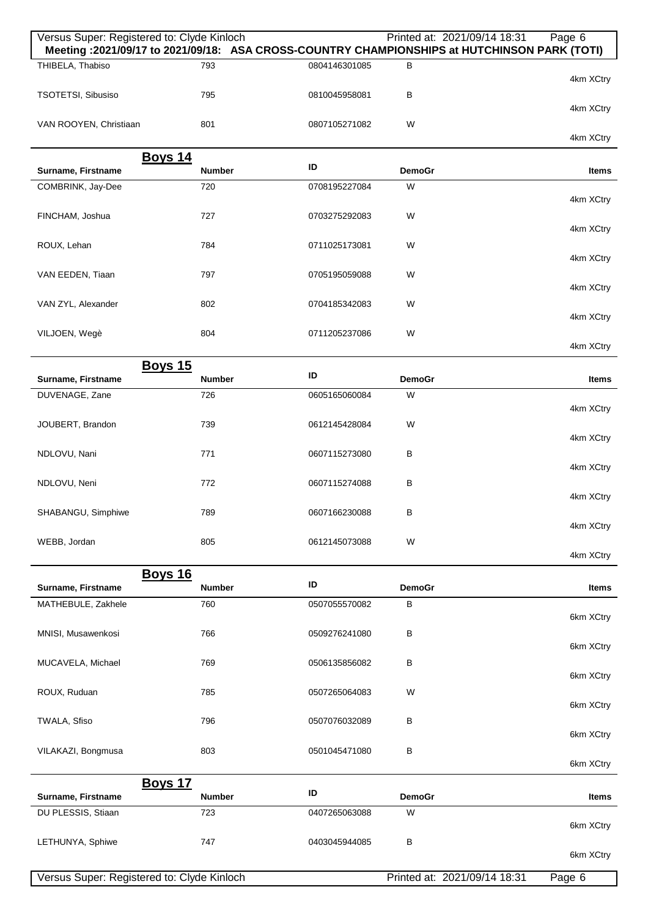**Meeting :2021/09/17 to 2021/09/18: ASA CROSS-COUNTRY CHAMPIONSHIPS at HUTCHINSON PARK (TOTI)**

| Surname, Firstname | Number | ID | DemoGr | Items |
|---|---|---|---|---|
| THIBELA, Thabiso | 793 | 0804146301085 | B | 4km XCtry |
| TSOTETSI, Sibusiso | 795 | 0810045958081 | B | 4km XCtry |
| VAN ROOYEN, Christiaan | 801 | 0807105271082 | W | 4km XCtry |

## Boys 14

| Surname, Firstname | Number | ID | DemoGr | Items |
|---|---|---|---|---|
| COMBRINK, Jay-Dee | 720 | 0708195227084 | W | 4km XCtry |
| FINCHAM, Joshua | 727 | 0703275292083 | W | 4km XCtry |
| ROUX, Lehan | 784 | 0711025173081 | W | 4km XCtry |
| VAN EEDEN, Tiaan | 797 | 0705195059088 | W | 4km XCtry |
| VAN ZYL, Alexander | 802 | 0704185342083 | W | 4km XCtry |
| VILJOEN, Wegè | 804 | 0711205237086 | W | 4km XCtry |

## Boys 15

| Surname, Firstname | Number | ID | DemoGr | Items |
|---|---|---|---|---|
| DUVENAGE, Zane | 726 | 0605165060084 | W | 4km XCtry |
| JOUBERT, Brandon | 739 | 0612145428084 | W | 4km XCtry |
| NDLOVU, Nani | 771 | 0607115273080 | B | 4km XCtry |
| NDLOVU, Neni | 772 | 0607115274088 | B | 4km XCtry |
| SHABANGU, Simphiwe | 789 | 0607166230088 | B | 4km XCtry |
| WEBB, Jordan | 805 | 0612145073088 | W | 4km XCtry |

## Boys 16

| Surname, Firstname | Number | ID | DemoGr | Items |
|---|---|---|---|---|
| MATHEBULE, Zakhele | 760 | 0507055570082 | B | 6km XCtry |
| MNISI, Musawenkosi | 766 | 0509276241080 | B | 6km XCtry |
| MUCAVELA, Michael | 769 | 0506135856082 | B | 6km XCtry |
| ROUX, Ruduan | 785 | 0507265064083 | W | 6km XCtry |
| TWALA, Sfiso | 796 | 0507076032089 | B | 6km XCtry |
| VILAKAZI, Bongmusa | 803 | 0501045471080 | B | 6km XCtry |

## Boys 17

| Surname, Firstname | Number | ID | DemoGr | Items |
|---|---|---|---|---|
| DU PLESSIS, Stiaan | 723 | 0407265063088 | W | 6km XCtry |
| LETHUNYA, Sphiwe | 747 | 0403045944085 | B | 6km XCtry |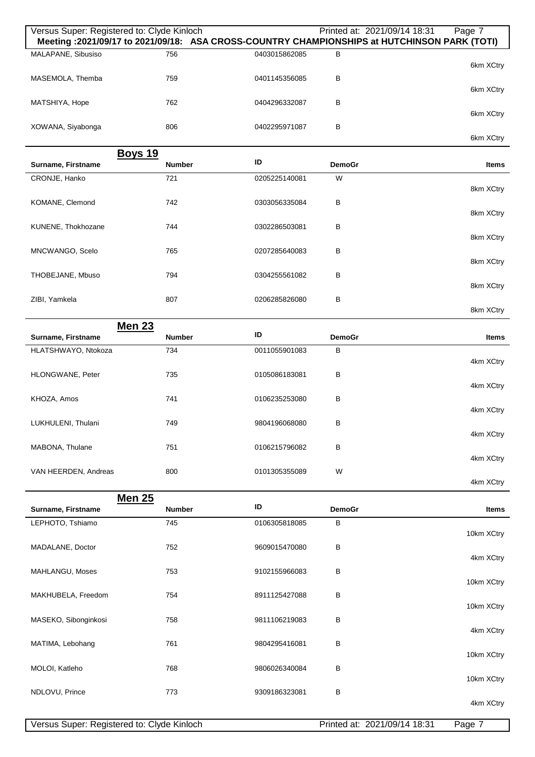Meeting :2021/09/17 to 2021/09/18: ASA CROSS-COUNTRY CHAMPIONSHIPS at HUTCHINSON PARK (TOTI)

| Surname, Firstname | Number | ID | DemoGr | Items |
|---|---|---|---|---|
| MALAPANE, Sibusiso | 756 | 0403015862085 | B | 6km XCtry |
| MASEMOLA, Themba | 759 | 0401145356085 | B | 6km XCtry |
| MATSHIYA, Hope | 762 | 0404296332087 | B | 6km XCtry |
| XOWANA, Siyabonga | 806 | 0402295971087 | B | 6km XCtry |

## Boys 19

| Surname, Firstname | Number | ID | DemoGr | Items |
|---|---|---|---|---|
| CRONJE, Hanko | 721 | 0205225140081 | W | 8km XCtry |
| KOMANE, Clemond | 742 | 0303056335084 | B | 8km XCtry |
| KUNENE, Thokhozane | 744 | 0302286503081 | B | 8km XCtry |
| MNCWANGO, Scelo | 765 | 0207285640083 | B | 8km XCtry |
| THOBEJANE, Mbuso | 794 | 0304255561082 | B | 8km XCtry |
| ZIBI, Yamkela | 807 | 0206285826080 | B | 8km XCtry |

## Men 23

| Surname, Firstname | Number | ID | DemoGr | Items |
|---|---|---|---|---|
| HLATSHWAYO, Ntokoza | 734 | 0011055901083 | B | 4km XCtry |
| HLONGWANE, Peter | 735 | 0105086183081 | B | 4km XCtry |
| KHOZA, Amos | 741 | 0106235253080 | B | 4km XCtry |
| LUKHULENI, Thulani | 749 | 9804196068080 | B | 4km XCtry |
| MABONA, Thulane | 751 | 0106215796082 | B | 4km XCtry |
| VAN HEERDEN, Andreas | 800 | 0101305355089 | W | 4km XCtry |

## Men 25

| Surname, Firstname | Number | ID | DemoGr | Items |
|---|---|---|---|---|
| LEPHOTO, Tshiamo | 745 | 0106305818085 | B | 10km XCtry |
| MADALANE, Doctor | 752 | 9609015470080 | B | 4km XCtry |
| MAHLANGU, Moses | 753 | 9102155966083 | B | 10km XCtry |
| MAKHUBELA, Freedom | 754 | 8911125427088 | B | 10km XCtry |
| MASEKO, Sibonginkosi | 758 | 9811106219083 | B | 4km XCtry |
| MATIMA, Lebohang | 761 | 9804295416081 | B | 10km XCtry |
| MOLOI, Katleho | 768 | 9806026340084 | B | 10km XCtry |
| NDLOVU, Prince | 773 | 9309186323081 | B | 4km XCtry |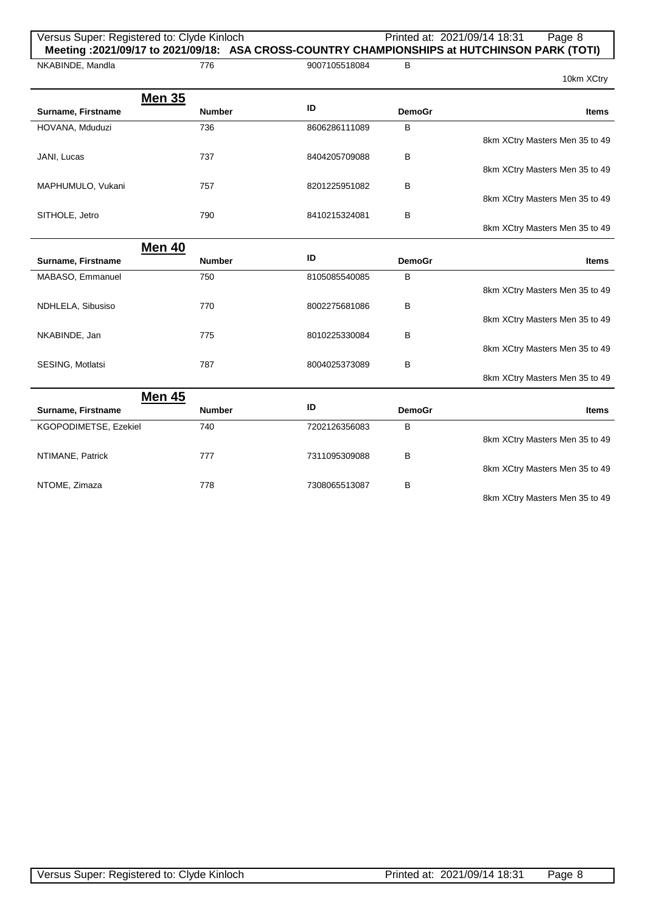| | | | | |
|---|---|---|---|---|
| NKABINDE, Mandla | 776 | 9007105518084 | B | |
| | | | | 10km XCtry |

## Men 35

| Surname, Firstname | Number | ID | DemoGr | Items |
|---|---|---|---|---|
| HOVANA, Mduduzi | 736 | 8606286111089 | B | |
| | | | | 8km XCtry Masters Men 35 to 49 |
| JANI, Lucas | 737 | 8404205709088 | B | |
| | | | | 8km XCtry Masters Men 35 to 49 |
| MAPHUMULO, Vukani | 757 | 8201225951082 | B | |
| | | | | 8km XCtry Masters Men 35 to 49 |
| SITHOLE, Jetro | 790 | 8410215324081 | B | |
| | | | | 8km XCtry Masters Men 35 to 49 |

## Men 40

| Surname, Firstname | Number | ID | DemoGr | Items |
|---|---|---|---|---|
| MABASO, Emmanuel | 750 | 8105085540085 | B | |
| | | | | 8km XCtry Masters Men 35 to 49 |
| NDHLELA, Sibusiso | 770 | 8002275681086 | B | |
| | | | | 8km XCtry Masters Men 35 to 49 |
| NKABINDE, Jan | 775 | 8010225330084 | B | |
| | | | | 8km XCtry Masters Men 35 to 49 |
| SESING, Motlatsi | 787 | 8004025373089 | B | |
| | | | | 8km XCtry Masters Men 35 to 49 |

## Men 45

| Surname, Firstname | Number | ID | DemoGr | Items |
|---|---|---|---|---|
| KGOPODIMETSE, Ezekiel | 740 | 7202126356083 | B | |
| | | | | 8km XCtry Masters Men 35 to 49 |
| NTIMANE, Patrick | 777 | 7311095309088 | B | |
| | | | | 8km XCtry Masters Men 35 to 49 |
| NTOME, Zimaza | 778 | 7308065513087 | B | |
| | | | | 8km XCtry Masters Men 35 to 49 |